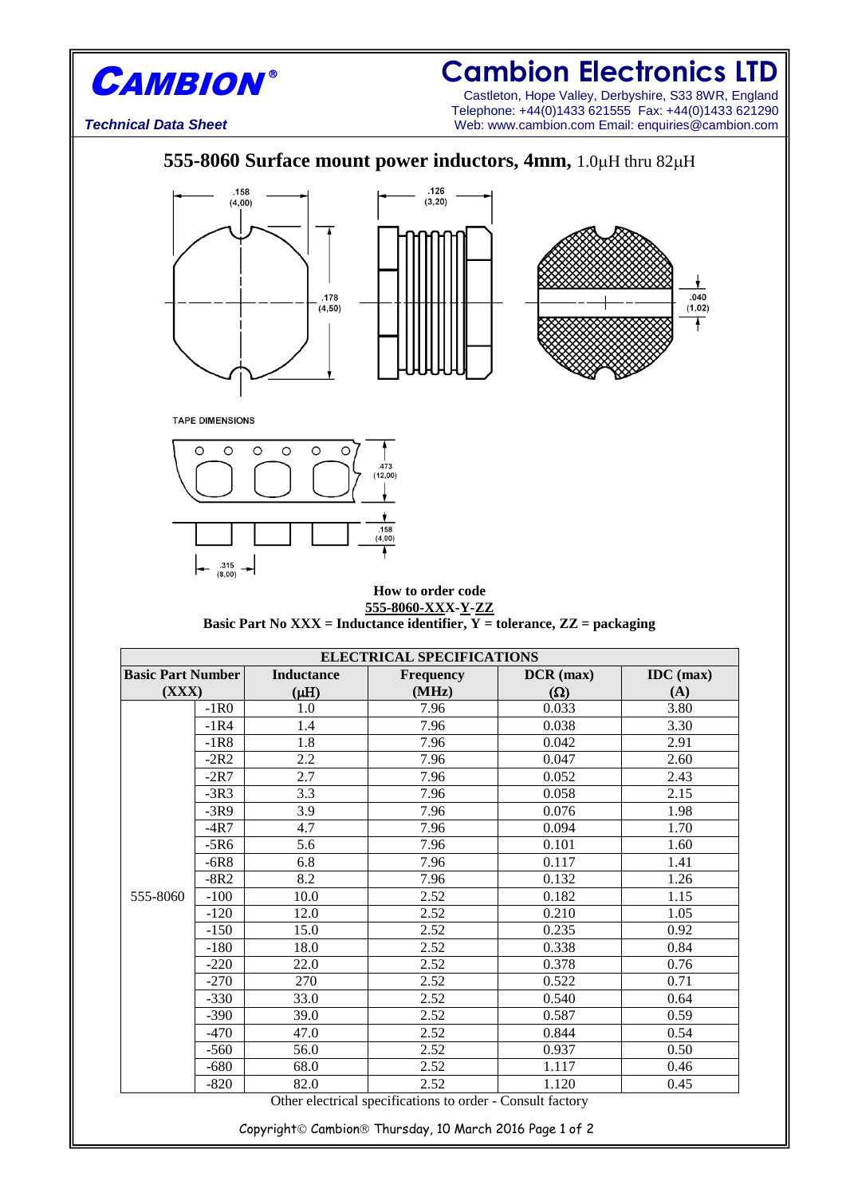**CAMBION®**

# Cambion Electronics LTD

Castleton, Hope Valley, Derbyshire, S33 8WR, England
Telephone: +44(0)1433 621555 Fax: +44(0)1433 621290
Web: www.cambion.com Email: enquiries@cambion.com

*Technical Data Sheet*

## 555-8060 Surface mount power inductors, 4mm, 1.0µH thru 82µH

.158 (4,00)

.126 (3,20)

.178 (4,50)

.040 (1,02)

TAPE DIMENSIONS

.473 (12,00)

.158 (4,00)

.315 (8,00)

**How to order code**
**555-8060-XXX-Y-ZZ**
**Basic Part No XXX = Inductance identifier, Y = tolerance, ZZ = packaging**

| ELECTRICAL SPECIFICATIONS | | | | | |
|---|---|---|---|---|---|
| **Basic Part Number (XXX)** | | **Inductance (µH)** | **Frequency (MHz)** | **DCR (max) (Ω)** | **IDC (max) (A)** |
| 555-8060 | -1R0 | 1.0 | 7.96 | 0.033 | 3.80 |
| | -1R4 | 1.4 | 7.96 | 0.038 | 3.30 |
| | -1R8 | 1.8 | 7.96 | 0.042 | 2.91 |
| | -2R2 | 2.2 | 7.96 | 0.047 | 2.60 |
| | -2R7 | 2.7 | 7.96 | 0.052 | 2.43 |
| | -3R3 | 3.3 | 7.96 | 0.058 | 2.15 |
| | -3R9 | 3.9 | 7.96 | 0.076 | 1.98 |
| | -4R7 | 4.7 | 7.96 | 0.094 | 1.70 |
| | -5R6 | 5.6 | 7.96 | 0.101 | 1.60 |
| | -6R8 | 6.8 | 7.96 | 0.117 | 1.41 |
| | -8R2 | 8.2 | 7.96 | 0.132 | 1.26 |
| | -100 | 10.0 | 2.52 | 0.182 | 1.15 |
| | -120 | 12.0 | 2.52 | 0.210 | 1.05 |
| | -150 | 15.0 | 2.52 | 0.235 | 0.92 |
| | -180 | 18.0 | 2.52 | 0.338 | 0.84 |
| | -220 | 22.0 | 2.52 | 0.378 | 0.76 |
| | -270 | 270 | 2.52 | 0.522 | 0.71 |
| | -330 | 33.0 | 2.52 | 0.540 | 0.64 |
| | -390 | 39.0 | 2.52 | 0.587 | 0.59 |
| | -470 | 47.0 | 2.52 | 0.844 | 0.54 |
| | -560 | 56.0 | 2.52 | 0.937 | 0.50 |
| | -680 | 68.0 | 2.52 | 1.117 | 0.46 |
| | -820 | 82.0 | 2.52 | 1.120 | 0.45 |

Other electrical specifications to order - Consult factory

Copyright© Cambion® Thursday, 10 March 2016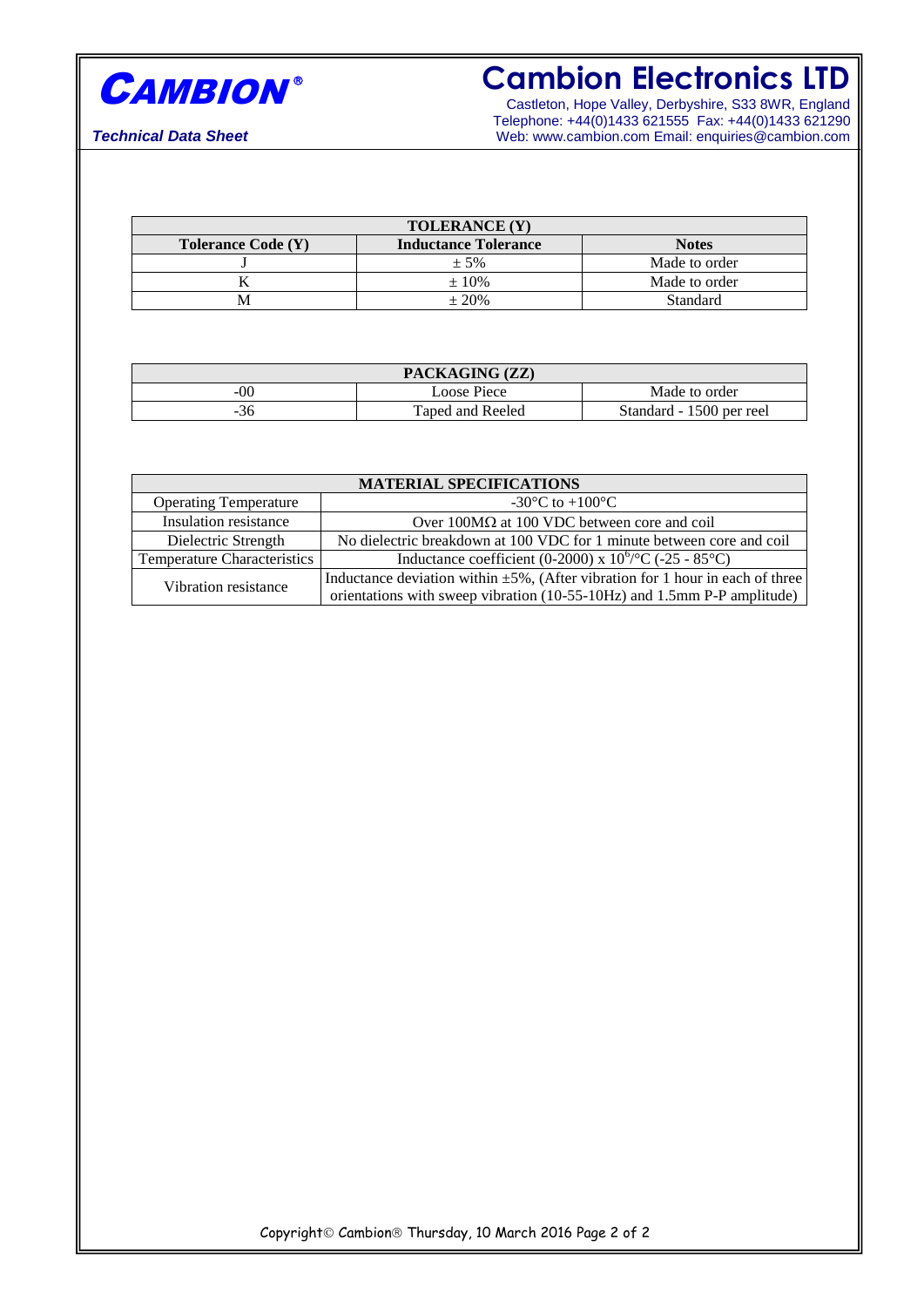| TOLERANCE (Y) | | |
|---|---|---|
| **Tolerance Code (Y)** | **Inductance Tolerance** | **Notes** |
| J | ± 5% | Made to order |
| K | ± 10% | Made to order |
| M | ± 20% | Standard |

| PACKAGING (ZZ) | | |
|---|---|---|
| -00 | Loose Piece | Made to order |
| -36 | Taped and Reeled | Standard - 1500 per reel |

| MATERIAL SPECIFICATIONS | |
|---|---|
| Operating Temperature | -30°C to +100°C |
| Insulation resistance | Over 100MΩ at 100 VDC between core and coil |
| Dielectric Strength | No dielectric breakdown at 100 VDC for 1 minute between core and coil |
| Temperature Characteristics | Inductance coefficient (0-2000) x $10^{6}$/°C (-25 - 85°C) |
| Vibration resistance | Inductance deviation within ±5%, (After vibration for 1 hour in each of three orientations with sweep vibration (10-55-10Hz) and 1.5mm P-P amplitude) |